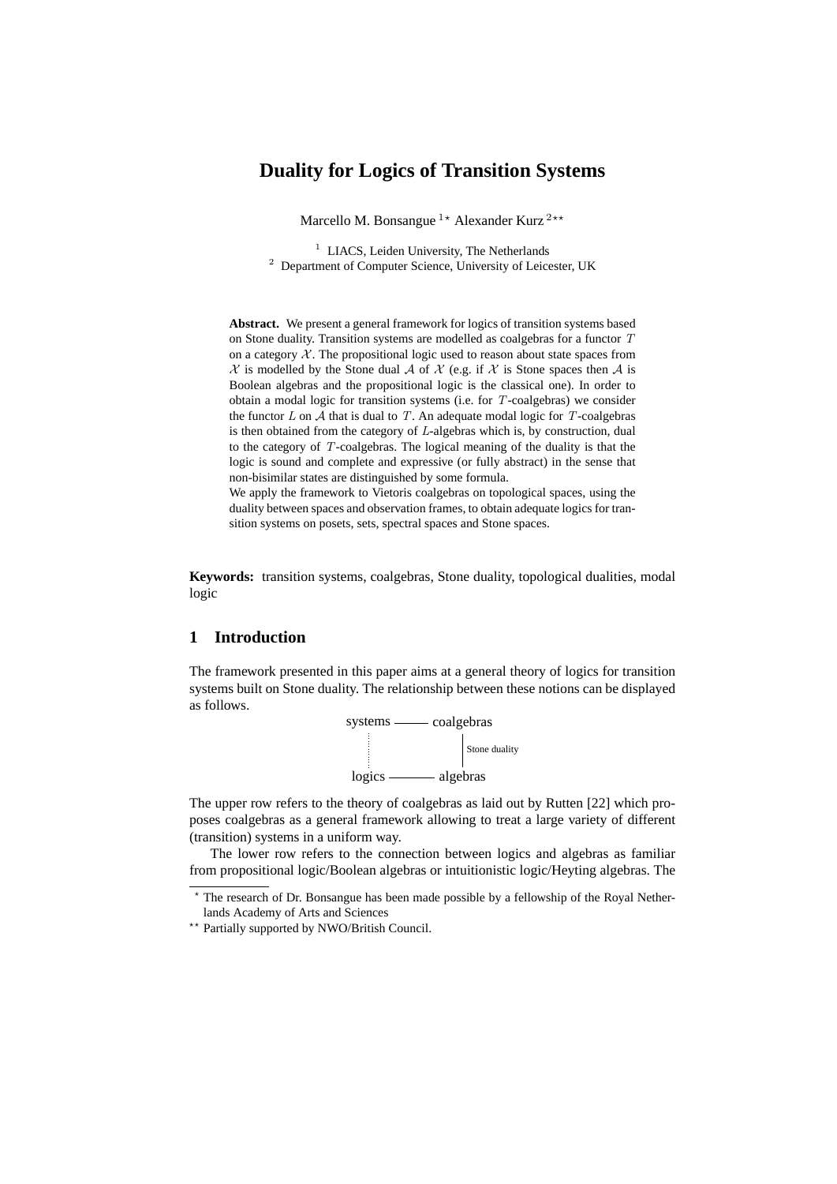# Duality for Logics of Transition Systems

Marcello M. Bonsangue [1]* Alexander Kurz [2]**

[1] LIACS, Leiden University, The Netherlands
[2] Department of Computer Science, University of Leicester, UK

**Abstract.** We present a general framework for logics of transition systems based on Stone duality. Transition systems are modelled as coalgebras for a functor $T$ on a category $\mathcal{X}$. The propositional logic used to reason about state spaces from $\mathcal{X}$ is modelled by the Stone dual $\mathcal{A}$ of $\mathcal{X}$ (e.g. if $\mathcal{X}$ is Stone spaces then $\mathcal{A}$ is Boolean algebras and the propositional logic is the classical one). In order to obtain a modal logic for transition systems (i.e. for $T$-coalgebras) we consider the functor $L$ on $\mathcal{A}$ that is dual to $T$. An adequate modal logic for $T$-coalgebras is then obtained from the category of $L$-algebras which is, by construction, dual to the category of $T$-coalgebras. The logical meaning of the duality is that the logic is sound and complete and expressive (or fully abstract) in the sense that non-bisimilar states are distinguished by some formula.
We apply the framework to Vietoris coalgebras on topological spaces, using the duality between spaces and observation frames, to obtain adequate logics for transition systems on posets, sets, spectral spaces and Stone spaces.

**Keywords:** transition systems, coalgebras, Stone duality, topological dualities, modal logic

## 1 Introduction

The framework presented in this paper aims at a general theory of logics for transition systems built on Stone duality. The relationship between these notions can be displayed as follows.

```
systems ——— coalgebras
   :              |
   :              | Stone duality
   :              |
logics  ——— algebras
```

The upper row refers to the theory of coalgebras as laid out by Rutten [22] which proposes coalgebras as a general framework allowing to treat a large variety of different (transition) systems in a uniform way.

The lower row refers to the connection between logics and algebras as familiar from propositional logic/Boolean algebras or intuitionistic logic/Heyting algebras. The

* The research of Dr. Bonsangue has been made possible by a fellowship of the Royal Netherlands Academy of Arts and Sciences

** Partially supported by NWO/British Council.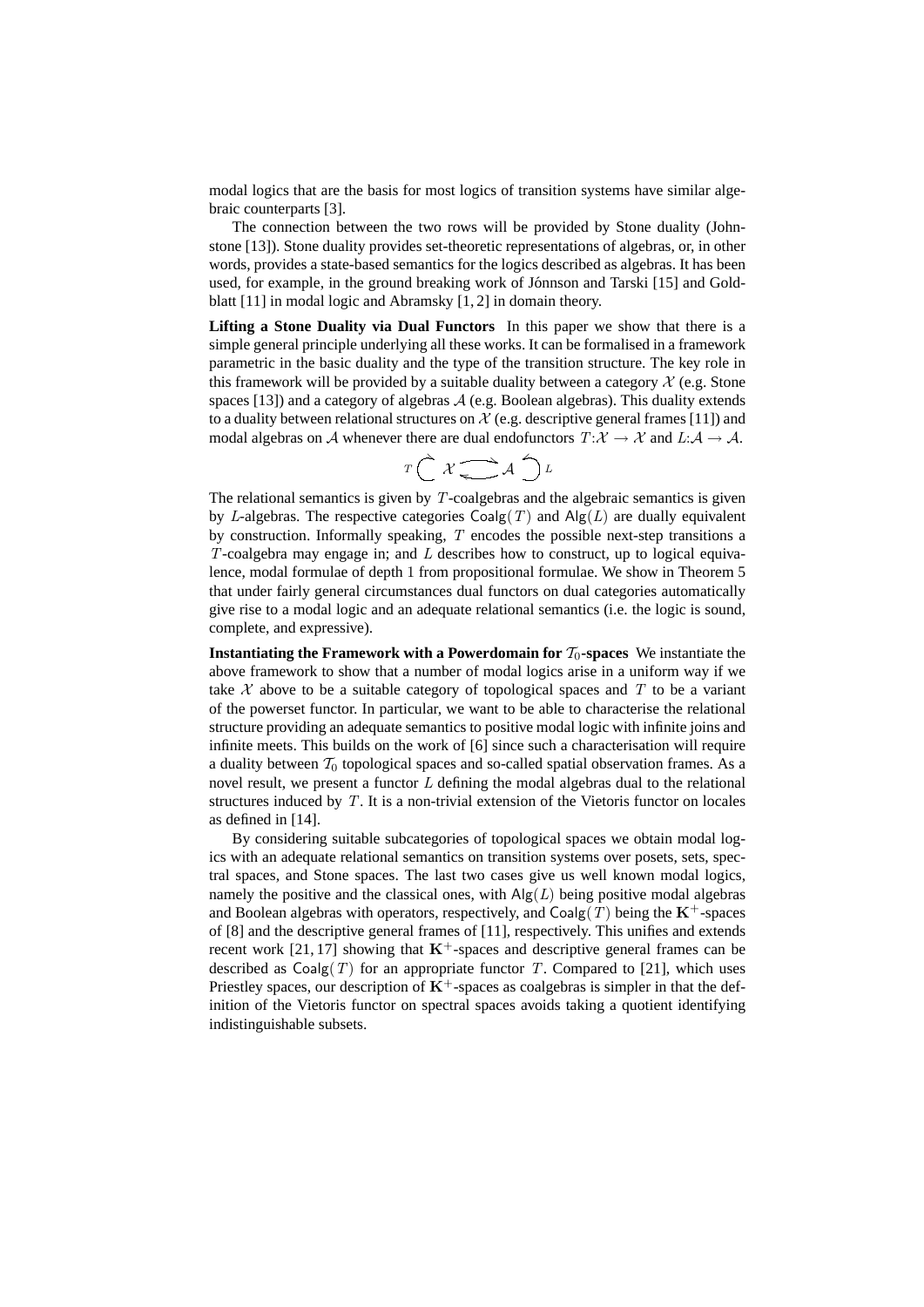modal logics that are the basis for most logics of transition systems have similar algebraic counterparts [3].

The connection between the two rows will be provided by Stone duality (Johnstone [13]). Stone duality provides set-theoretic representations of algebras, or, in other words, provides a state-based semantics for the logics described as algebras. It has been used, for example, in the ground breaking work of Jónnson and Tarski [15] and Goldblatt [11] in modal logic and Abramsky [1, 2] in domain theory.

**Lifting a Stone Duality via Dual Functors** In this paper we show that there is a simple general principle underlying all these works. It can be formalised in a framework parametric in the basic duality and the type of the transition structure. The key role in this framework will be provided by a suitable duality between a category $\mathcal{X}$ (e.g. Stone spaces [13]) and a category of algebras $\mathcal{A}$ (e.g. Boolean algebras). This duality extends to a duality between relational structures on $\mathcal{X}$ (e.g. descriptive general frames [11]) and modal algebras on $\mathcal{A}$ whenever there are dual endofunctors $T{:}\mathcal{X} \to \mathcal{X}$ and $L{:}\mathcal{A} \to \mathcal{A}$.

$$T \circlearrowright \mathcal{X} \rightleftarrows \mathcal{A} \circlearrowleft L$$

The relational semantics is given by $T$-coalgebras and the algebraic semantics is given by $L$-algebras. The respective categories $\mathsf{Coalg}(T)$ and $\mathsf{Alg}(L)$ are dually equivalent by construction. Informally speaking, $T$ encodes the possible next-step transitions a $T$-coalgebra may engage in; and $L$ describes how to construct, up to logical equivalence, modal formulae of depth $1$ from propositional formulae. We show in Theorem 5 that under fairly general circumstances dual functors on dual categories automatically give rise to a modal logic and an adequate relational semantics (i.e. the logic is sound, complete, and expressive).

**Instantiating the Framework with a Powerdomain for $\mathcal{T}_0$-spaces** We instantiate the above framework to show that a number of modal logics arise in a uniform way if we take $\mathcal{X}$ above to be a suitable category of topological spaces and $T$ to be a variant of the powerset functor. In particular, we want to be able to characterise the relational structure providing an adequate semantics to positive modal logic with infinite joins and infinite meets. This builds on the work of [6] since such a characterisation will require a duality between $\mathcal{T}_0$ topological spaces and so-called spatial observation frames. As a novel result, we present a functor $L$ defining the modal algebras dual to the relational structures induced by $T$. It is a non-trivial extension of the Vietoris functor on locales as defined in [14].

By considering suitable subcategories of topological spaces we obtain modal logics with an adequate relational semantics on transition systems over posets, sets, spectral spaces, and Stone spaces. The last two cases give us well known modal logics, namely the positive and the classical ones, with $\mathsf{Alg}(L)$ being positive modal algebras and Boolean algebras with operators, respectively, and $\mathsf{Coalg}(T)$ being the $\mathbf{K}^+$-spaces of [8] and the descriptive general frames of [11], respectively. This unifies and extends recent work [21, 17] showing that $\mathbf{K}^+$-spaces and descriptive general frames can be described as $\mathsf{Coalg}(T)$ for an appropriate functor $T$. Compared to [21], which uses Priestley spaces, our description of $\mathbf{K}^+$-spaces as coalgebras is simpler in that the definition of the Vietoris functor on spectral spaces avoids taking a quotient identifying indistinguishable subsets.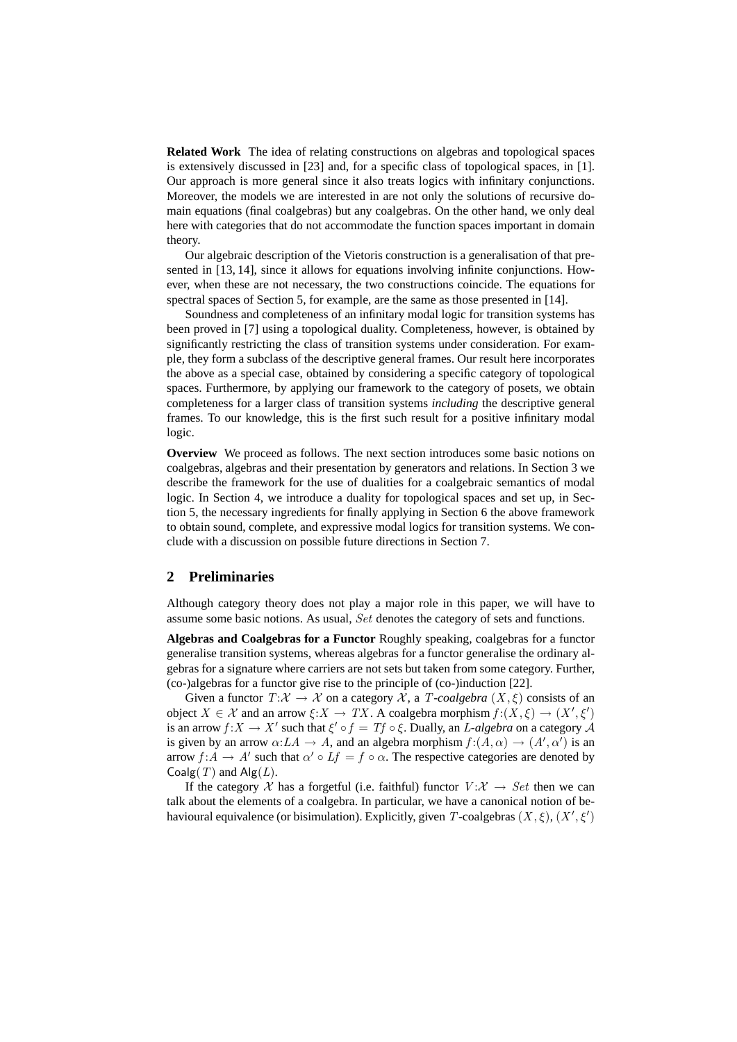**Related Work** The idea of relating constructions on algebras and topological spaces is extensively discussed in [23] and, for a specific class of topological spaces, in [1]. Our approach is more general since it also treats logics with infinitary conjunctions. Moreover, the models we are interested in are not only the solutions of recursive domain equations (final coalgebras) but any coalgebras. On the other hand, we only deal here with categories that do not accommodate the function spaces important in domain theory.

Our algebraic description of the Vietoris construction is a generalisation of that presented in [13, 14], since it allows for equations involving infinite conjunctions. However, when these are not necessary, the two constructions coincide. The equations for spectral spaces of Section 5, for example, are the same as those presented in [14].

Soundness and completeness of an infinitary modal logic for transition systems has been proved in [7] using a topological duality. Completeness, however, is obtained by significantly restricting the class of transition systems under consideration. For example, they form a subclass of the descriptive general frames. Our result here incorporates the above as a special case, obtained by considering a specific category of topological spaces. Furthermore, by applying our framework to the category of posets, we obtain completeness for a larger class of transition systems *including* the descriptive general frames. To our knowledge, this is the first such result for a positive infinitary modal logic.

**Overview** We proceed as follows. The next section introduces some basic notions on coalgebras, algebras and their presentation by generators and relations. In Section 3 we describe the framework for the use of dualities for a coalgebraic semantics of modal logic. In Section 4, we introduce a duality for topological spaces and set up, in Section 5, the necessary ingredients for finally applying in Section 6 the above framework to obtain sound, complete, and expressive modal logics for transition systems. We conclude with a discussion on possible future directions in Section 7.

## 2 Preliminaries

Although category theory does not play a major role in this paper, we will have to assume some basic notions. As usual, $Set$ denotes the category of sets and functions.

**Algebras and Coalgebras for a Functor** Roughly speaking, coalgebras for a functor generalise transition systems, whereas algebras for a functor generalise the ordinary algebras for a signature where carriers are not sets but taken from some category. Further, (co-)algebras for a functor give rise to the principle of (co-)induction [22].

Given a functor $T{:}\mathcal{X} \to \mathcal{X}$ on a category $\mathcal{X}$, a *$T$-coalgebra* $(X, \xi)$ consists of an object $X \in \mathcal{X}$ and an arrow $\xi{:}X \to TX$. A coalgebra morphism $f{:}(X, \xi) \to (X', \xi')$ is an arrow $f{:}X \to X'$ such that $\xi' \circ f = Tf \circ \xi$. Dually, an *$L$-algebra* on a category $\mathcal{A}$ is given by an arrow $\alpha{:}LA \to A$, and an algebra morphism $f{:}(A, \alpha) \to (A', \alpha')$ is an arrow $f{:}A \to A'$ such that $\alpha' \circ Lf = f \circ \alpha$. The respective categories are denoted by $\mathsf{Coalg}(T)$ and $\mathsf{Alg}(L)$.

If the category $\mathcal{X}$ has a forgetful (i.e. faithful) functor $V{:}\mathcal{X} \to Set$ then we can talk about the elements of a coalgebra. In particular, we have a canonical notion of behavioural equivalence (or bisimulation). Explicitly, given $T$-coalgebras $(X, \xi)$, $(X', \xi')$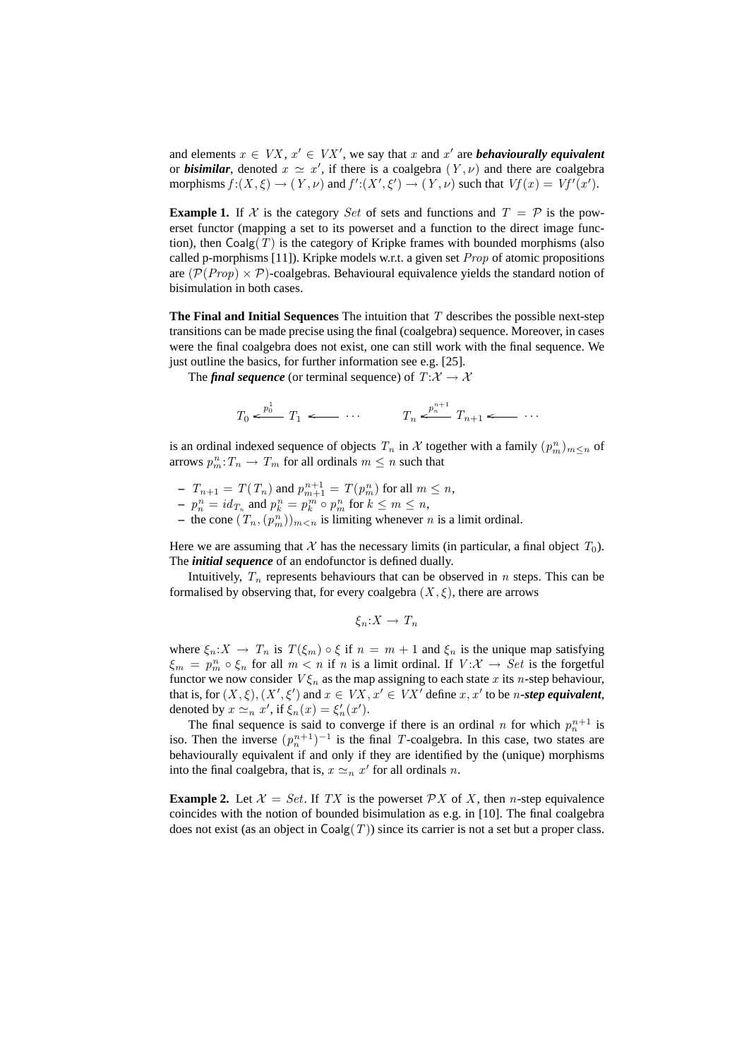and elements $x \in VX$, $x' \in VX'$, we say that $x$ and $x'$ are ***behaviourally equivalent*** or ***bisimilar***, denoted $x \simeq x'$, if there is a coalgebra $(Y, \nu)$ and there are coalgebra morphisms $f:(X, \xi) \to (Y, \nu)$ and $f':(X', \xi') \to (Y, \nu)$ such that $Vf(x) = Vf'(x')$.

**Example 1.** If $\mathcal{X}$ is the category $Set$ of sets and functions and $T = \mathcal{P}$ is the powerset functor (mapping a set to its powerset and a function to the direct image function), then $\mathsf{Coalg}(T)$ is the category of Kripke frames with bounded morphisms (also called p-morphisms [11]). Kripke models w.r.t. a given set $Prop$ of atomic propositions are $(\mathcal{P}(Prop) \times \mathcal{P})$-coalgebras. Behavioural equivalence yields the standard notion of bisimulation in both cases.

**The Final and Initial Sequences** The intuition that $T$ describes the possible next-step transitions can be made precise using the final (coalgebra) sequence. Moreover, in cases were the final coalgebra does not exist, one can still work with the final sequence. We just outline the basics, for further information see e.g. [25].

The ***final sequence*** (or terminal sequence) of $T:\mathcal{X} \to \mathcal{X}$

$$T_0 \xleftarrow{p_0^1} T_1 \longleftarrow \cdots \qquad T_n \xleftarrow{p_n^{n+1}} T_{n+1} \longleftarrow \cdots$$

is an ordinal indexed sequence of objects $T_n$ in $\mathcal{X}$ together with a family $(p_m^n)_{m \le n}$ of arrows $p_m^n: T_n \to T_m$ for all ordinals $m \le n$ such that

- $T_{n+1} = T(T_n)$ and $p_{m+1}^{n+1} = T(p_m^n)$ for all $m \le n$,
- $p_n^n = id_{T_n}$ and $p_k^n = p_k^m \circ p_m^n$ for $k \le m \le n$,
- the cone $(T_n, (p_m^n))_{m<n}$ is limiting whenever $n$ is a limit ordinal.

Here we are assuming that $\mathcal{X}$ has the necessary limits (in particular, a final object $T_0$). The ***initial sequence*** of an endofunctor is defined dually.

Intuitively, $T_n$ represents behaviours that can be observed in $n$ steps. This can be formalised by observing that, for every coalgebra $(X, \xi)$, there are arrows

$$\xi_n: X \to T_n$$

where $\xi_n: X \to T_n$ is $T(\xi_m) \circ \xi$ if $n = m + 1$ and $\xi_n$ is the unique map satisfying $\xi_m = p_m^n \circ \xi_n$ for all $m < n$ if $n$ is a limit ordinal. If $V:\mathcal{X} \to Set$ is the forgetful functor we now consider $V\xi_n$ as the map assigning to each state $x$ its $n$-step behaviour, that is, for $(X, \xi), (X', \xi')$ and $x \in VX, x' \in VX'$ define $x, x'$ to be $n$***-step equivalent***, denoted by $x \simeq_n x'$, if $\xi_n(x) = \xi_n'(x')$.

The final sequence is said to converge if there is an ordinal $n$ for which $p_n^{n+1}$ is iso. Then the inverse $(p_n^{n+1})^{-1}$ is the final $T$-coalgebra. In this case, two states are behaviourally equivalent if and only if they are identified by the (unique) morphisms into the final coalgebra, that is, $x \simeq_n x'$ for all ordinals $n$.

**Example 2.** Let $\mathcal{X} = Set$. If $TX$ is the powerset $\mathcal{P}X$ of $X$, then $n$-step equivalence coincides with the notion of bounded bisimulation as e.g. in [10]. The final coalgebra does not exist (as an object in $\mathsf{Coalg}(T)$) since its carrier is not a set but a proper class.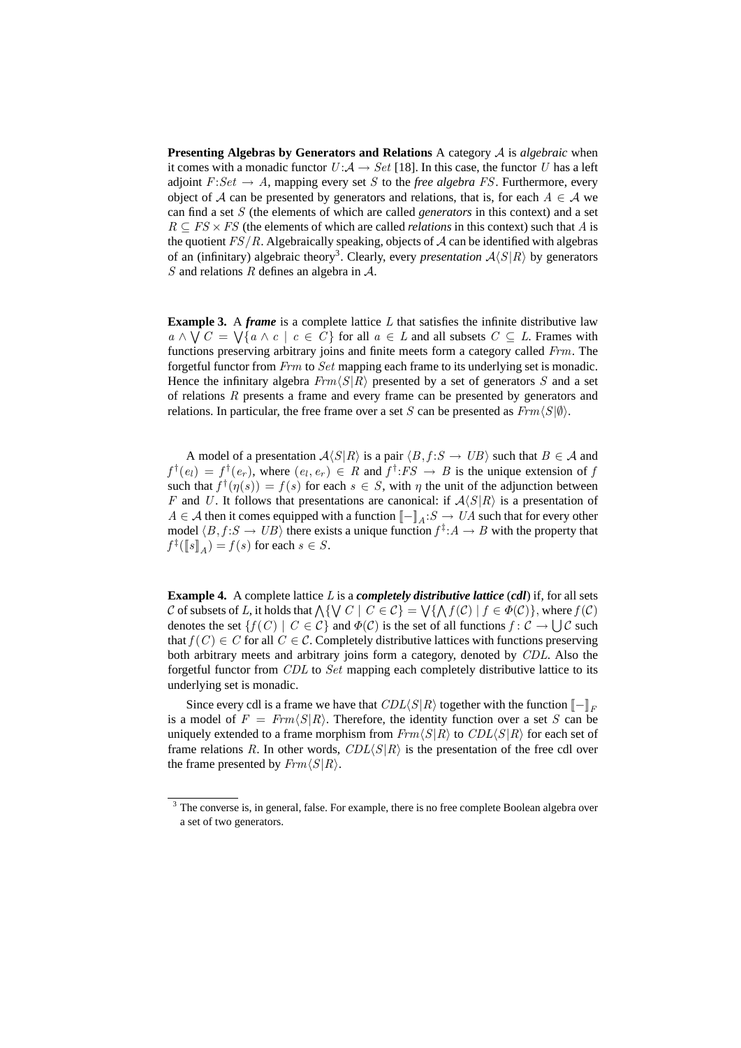**Presenting Algebras by Generators and Relations** A category $\mathcal{A}$ is *algebraic* when it comes with a monadic functor $U{:}\mathcal{A} \to Set$ [18]. In this case, the functor $U$ has a left adjoint $F{:}Set \to A$, mapping every set $S$ to the *free algebra* $FS$. Furthermore, every object of $\mathcal{A}$ can be presented by generators and relations, that is, for each $A \in \mathcal{A}$ we can find a set $S$ (the elements of which are called *generators* in this context) and a set $R \subseteq FS \times FS$ (the elements of which are called *relations* in this context) such that $A$ is the quotient $FS/R$. Algebraically speaking, objects of $\mathcal{A}$ can be identified with algebras of an (infinitary) algebraic theory[3]. Clearly, every *presentation* $\mathcal{A}\langle S|R\rangle$ by generators $S$ and relations $R$ defines an algebra in $\mathcal{A}$.

**Example 3.** A ***frame*** is a complete lattice $L$ that satisfies the infinite distributive law $a \wedge \bigvee C = \bigvee\{a \wedge c \mid c \in C\}$ for all $a \in L$ and all subsets $C \subseteq L$. Frames with functions preserving arbitrary joins and finite meets form a category called $Frm$. The forgetful functor from $Frm$ to $Set$ mapping each frame to its underlying set is monadic. Hence the infinitary algebra $Frm\langle S|R\rangle$ presented by a set of generators $S$ and a set of relations $R$ presents a frame and every frame can be presented by generators and relations. In particular, the free frame over a set $S$ can be presented as $Frm\langle S|\emptyset\rangle$.

A model of a presentation $\mathcal{A}\langle S|R\rangle$ is a pair $\langle B, f{:}S \to UB\rangle$ such that $B \in \mathcal{A}$ and $f^\dagger(e_l) = f^\dagger(e_r)$, where $(e_l, e_r) \in R$ and $f^\dagger{:}FS \to B$ is the unique extension of $f$ such that $f^\dagger(\eta(s)) = f(s)$ for each $s \in S$, with $\eta$ the unit of the adjunction between $F$ and $U$. It follows that presentations are canonical: if $\mathcal{A}\langle S|R\rangle$ is a presentation of $A \in \mathcal{A}$ then it comes equipped with a function $[\![-]\!]_A{:}S \to UA$ such that for every other model $\langle B, f{:}S \to UB\rangle$ there exists a unique function $f^\ddagger{:}A \to B$ with the property that $f^\ddagger([\![s]\!]_A) = f(s)$ for each $s \in S$.

**Example 4.** A complete lattice $L$ is a ***completely distributive lattice*** (***cdl***) if, for all sets $\mathcal{C}$ of subsets of $L$, it holds that $\bigwedge\{\bigvee C \mid C \in \mathcal{C}\} = \bigvee\{\bigwedge f(\mathcal{C}) \mid f \in \Phi(\mathcal{C})\}$, where $f(\mathcal{C})$ denotes the set $\{f(C) \mid C \in \mathcal{C}\}$ and $\Phi(\mathcal{C})$ is the set of all functions $f : \mathcal{C} \to \bigcup \mathcal{C}$ such that $f(C) \in C$ for all $C \in \mathcal{C}$. Completely distributive lattices with functions preserving both arbitrary meets and arbitrary joins form a category, denoted by $CDL$. Also the forgetful functor from $CDL$ to $Set$ mapping each completely distributive lattice to its underlying set is monadic.

Since every cdl is a frame we have that $CDL\langle S|R\rangle$ together with the function $[\![-]\!]_F$ is a model of $F = Frm\langle S|R\rangle$. Therefore, the identity function over a set $S$ can be uniquely extended to a frame morphism from $Frm\langle S|R\rangle$ to $CDL\langle S|R\rangle$ for each set of frame relations $R$. In other words, $CDL\langle S|R\rangle$ is the presentation of the free cdl over the frame presented by $Frm\langle S|R\rangle$.

[3] The converse is, in general, false. For example, there is no free complete Boolean algebra over a set of two generators.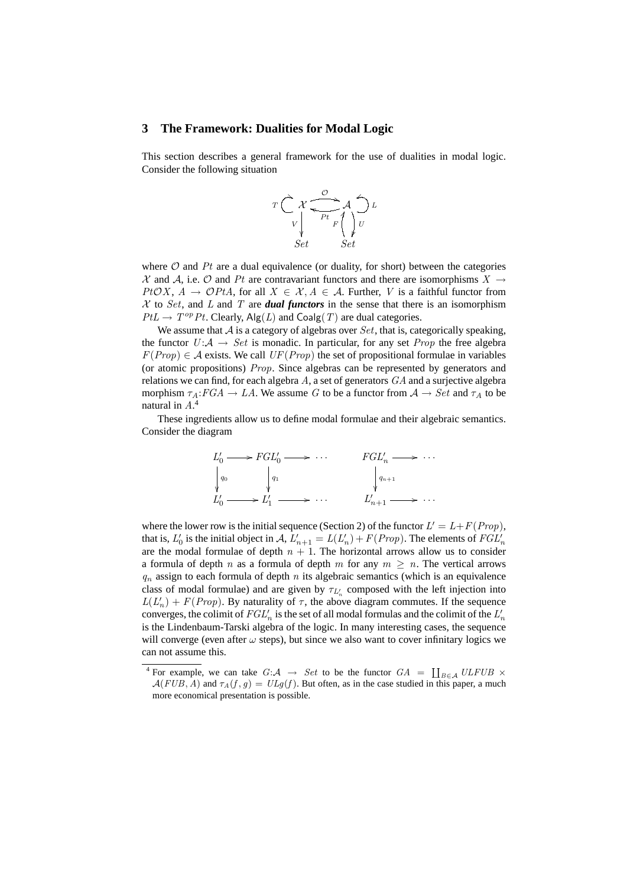## 3 The Framework: Dualities for Modal Logic

This section describes a general framework for the use of dualities in modal logic. Consider the following situation

$$
\begin{array}{ccc}
T \circlearrowright \mathcal{X} & \underset{Pt}{\overset{\mathcal{O}}{\rightleftarrows}} & \mathcal{A} \circlearrowleft L \\
V \downarrow & & F \uparrow \downarrow U \\
Set & & Set
\end{array}
$$

where $\mathcal{O}$ and $Pt$ are a dual equivalence (or duality, for short) between the categories $\mathcal{X}$ and $\mathcal{A}$, i.e. $\mathcal{O}$ and $Pt$ are contravariant functors and there are isomorphisms $X \to Pt\mathcal{O}X$, $A \to \mathcal{O}PtA$, for all $X \in \mathcal{X}, A \in \mathcal{A}$. Further, $V$ is a faithful functor from $\mathcal{X}$ to $Set$, and $L$ and $T$ are ***dual functors*** in the sense that there is an isomorphism $PtL \to T^{op}Pt$. Clearly, $\mathsf{Alg}(L)$ and $\mathsf{Coalg}(T)$ are dual categories.

We assume that $\mathcal{A}$ is a category of algebras over $Set$, that is, categorically speaking, the functor $U{:}\mathcal{A} \to Set$ is monadic. In particular, for any set $Prop$ the free algebra $F(Prop) \in \mathcal{A}$ exists. We call $UF(Prop)$ the set of propositional formulae in variables (or atomic propositions) $Prop$. Since algebras can be represented by generators and relations we can find, for each algebra $A$, a set of generators $GA$ and a surjective algebra morphism $\tau_A{:}FGA \to LA$. We assume $G$ to be a functor from $\mathcal{A} \to Set$ and $\tau_A$ to be natural in $A$.[4]

These ingredients allow us to define modal formulae and their algebraic semantics. Consider the diagram

$$
\begin{array}{ccccccc}
L'_0 & \longrightarrow & FGL'_0 & \longrightarrow \cdots & & FGL'_n & \longrightarrow \cdots \\
\downarrow{\scriptstyle q_0} & & \downarrow{\scriptstyle q_1} & & & \downarrow{\scriptstyle q_{n+1}} & \\
L'_0 & \longrightarrow & L'_1 & \longrightarrow \cdots & & L'_{n+1} & \longrightarrow \cdots
\end{array}
$$

where the lower row is the initial sequence (Section 2) of the functor $L' = L + F(Prop)$, that is, $L'_0$ is the initial object in $\mathcal{A}$, $L'_{n+1} = L(L'_n) + F(Prop)$. The elements of $FGL'_n$ are the modal formulae of depth $n+1$. The horizontal arrows allow us to consider a formula of depth $n$ as a formula of depth $m$ for any $m \geq n$. The vertical arrows $q_n$ assign to each formula of depth $n$ its algebraic semantics (which is an equivalence class of modal formulae) and are given by $\tau_{L'_n}$ composed with the left injection into $L(L'_n) + F(Prop)$. By naturality of $\tau$, the above diagram commutes. If the sequence converges, the colimit of $FGL'_n$ is the set of all modal formulas and the colimit of the $L'_n$ is the Lindenbaum-Tarski algebra of the logic. In many interesting cases, the sequence will converge (even after $\omega$ steps), but since we also want to cover infinitary logics we can not assume this.

[4] For example, we can take $G{:}\mathcal{A} \to Set$ to be the functor $GA = \coprod_{B \in \mathcal{A}} ULFUB \times \mathcal{A}(FUB, A)$ and $\tau_A(f,g) = ULg(f)$. But often, as in the case studied in this paper, a much more economical presentation is possible.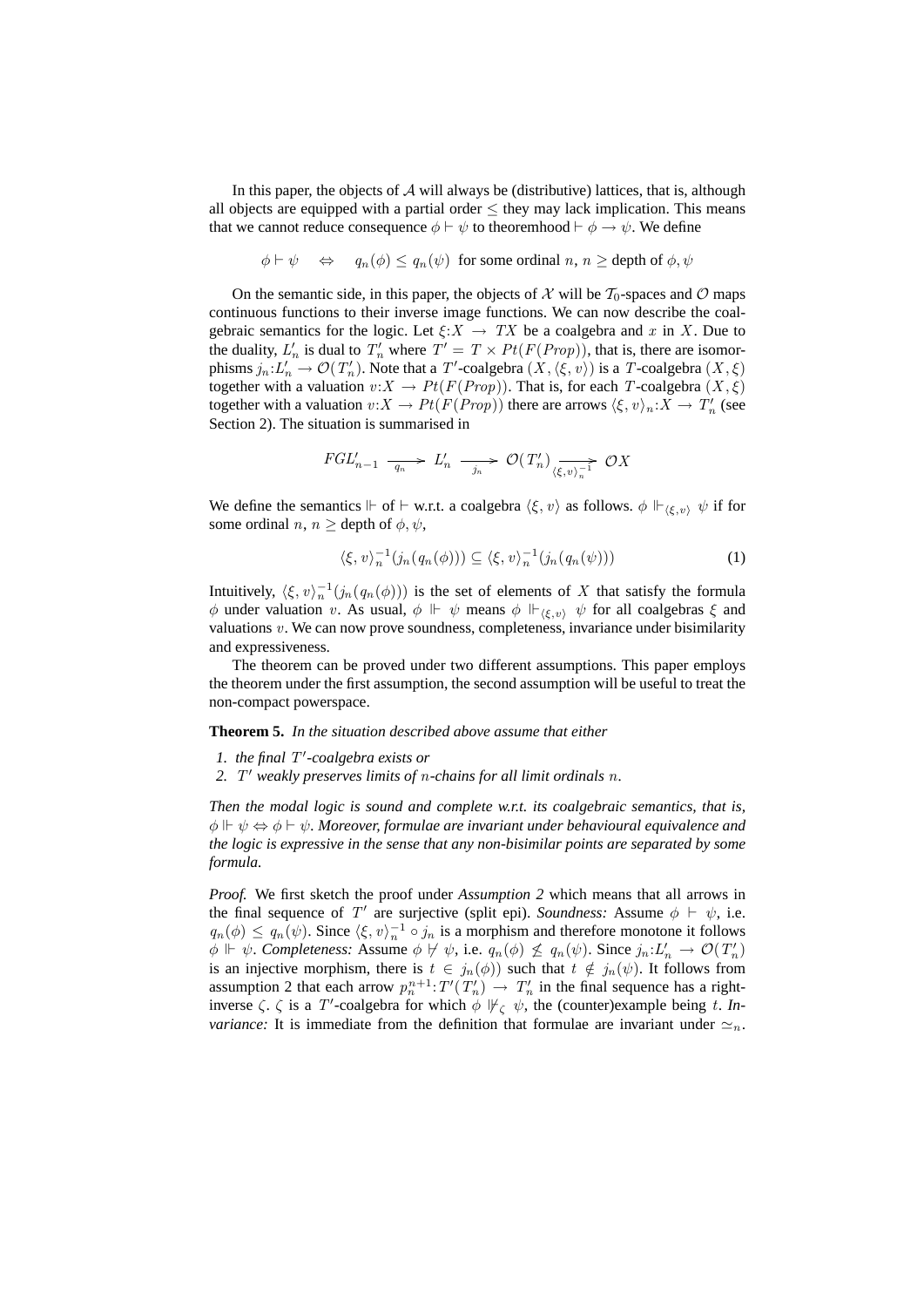In this paper, the objects of $\mathcal{A}$ will always be (distributive) lattices, that is, although all objects are equipped with a partial order $\leq$ they may lack implication. This means that we cannot reduce consequence $\phi \vdash \psi$ to theoremhood $\vdash \phi \rightarrow \psi$. We define

$$\phi \vdash \psi \quad \Leftrightarrow \quad q_n(\phi) \leq q_n(\psi) \text{ for some ordinal } n,\, n \geq \text{depth of } \phi, \psi$$

On the semantic side, in this paper, the objects of $\mathcal{X}$ will be $\mathcal{T}_0$-spaces and $\mathcal{O}$ maps continuous functions to their inverse image functions. We can now describe the coalgebraic semantics for the logic. Let $\xi{:}X \rightarrow TX$ be a coalgebra and $x$ in $X$. Due to the duality, $L'_n$ is dual to $T'_n$ where $T' = T \times Pt(F(Prop))$, that is, there are isomorphisms $j_n{:}L'_n \rightarrow \mathcal{O}(T'_n)$. Note that a $T'$-coalgebra $(X, \langle \xi, v \rangle)$ is a $T$-coalgebra $(X, \xi)$ together with a valuation $v{:}X \rightarrow Pt(F(Prop))$. That is, for each $T$-coalgebra $(X, \xi)$ together with a valuation $v{:}X \rightarrow Pt(F(Prop))$ there are arrows $\langle \xi, v\rangle_n{:}X \rightarrow T'_n$ (see Section 2). The situation is summarised in

$$FGL'_{n-1} \xrightarrow{q_n} L'_n \xrightarrow{j_n} \mathcal{O}(T'_n) \xrightarrow{\langle \xi, v\rangle_n^{-1}} \mathcal{O}X$$

We define the semantics $\Vdash$ of $\vdash$ w.r.t. a coalgebra $\langle \xi, v \rangle$ as follows. $\phi \Vdash_{\langle \xi, v\rangle} \psi$ if for some ordinal $n$, $n \geq$ depth of $\phi, \psi$,

$$\langle \xi, v\rangle_n^{-1}(j_n(q_n(\phi))) \subseteq \langle \xi, v\rangle_n^{-1}(j_n(q_n(\psi))) \tag{1}$$

Intuitively, $\langle \xi, v\rangle_n^{-1}(j_n(q_n(\phi)))$ is the set of elements of $X$ that satisfy the formula $\phi$ under valuation $v$. As usual, $\phi \Vdash \psi$ means $\phi \Vdash_{\langle \xi, v\rangle} \psi$ for all coalgebras $\xi$ and valuations $v$. We can now prove soundness, completeness, invariance under bisimilarity and expressiveness.

The theorem can be proved under two different assumptions. This paper employs the theorem under the first assumption, the second assumption will be useful to treat the non-compact powerspace.

**Theorem 5.** *In the situation described above assume that either*

1. *the final $T'$-coalgebra exists or*
2. *$T'$ weakly preserves limits of $n$-chains for all limit ordinals $n$.*

*Then the modal logic is sound and complete w.r.t. its coalgebraic semantics, that is, $\phi \Vdash \psi \Leftrightarrow \phi \vdash \psi$. Moreover, formulae are invariant under behavioural equivalence and the logic is expressive in the sense that any non-bisimilar points are separated by some formula.*

*Proof.* We first sketch the proof under *Assumption 2* which means that all arrows in the final sequence of $T'$ are surjective (split epi). *Soundness:* Assume $\phi \vdash \psi$, i.e. $q_n(\phi) \leq q_n(\psi)$. Since $\langle \xi, v\rangle_n^{-1} \circ j_n$ is a morphism and therefore monotone it follows $\phi \Vdash \psi$. *Completeness:* Assume $\phi \nvdash \psi$, i.e. $q_n(\phi) \not\leq q_n(\psi)$. Since $j_n{:}L'_n \rightarrow \mathcal{O}(T'_n)$ is an injective morphism, there is $t \in j_n(\phi))$ such that $t \notin j_n(\psi)$. It follows from assumption 2 that each arrow $p_n^{n+1}{:}T'(T'_n) \rightarrow T'_n$ in the final sequence has a right-inverse $\zeta$. $\zeta$ is a $T'$-coalgebra for which $\phi \nVdash_\zeta \psi$, the (counter)example being $t$. *Invariance:* It is immediate from the definition that formulae are invariant under $\simeq_n$.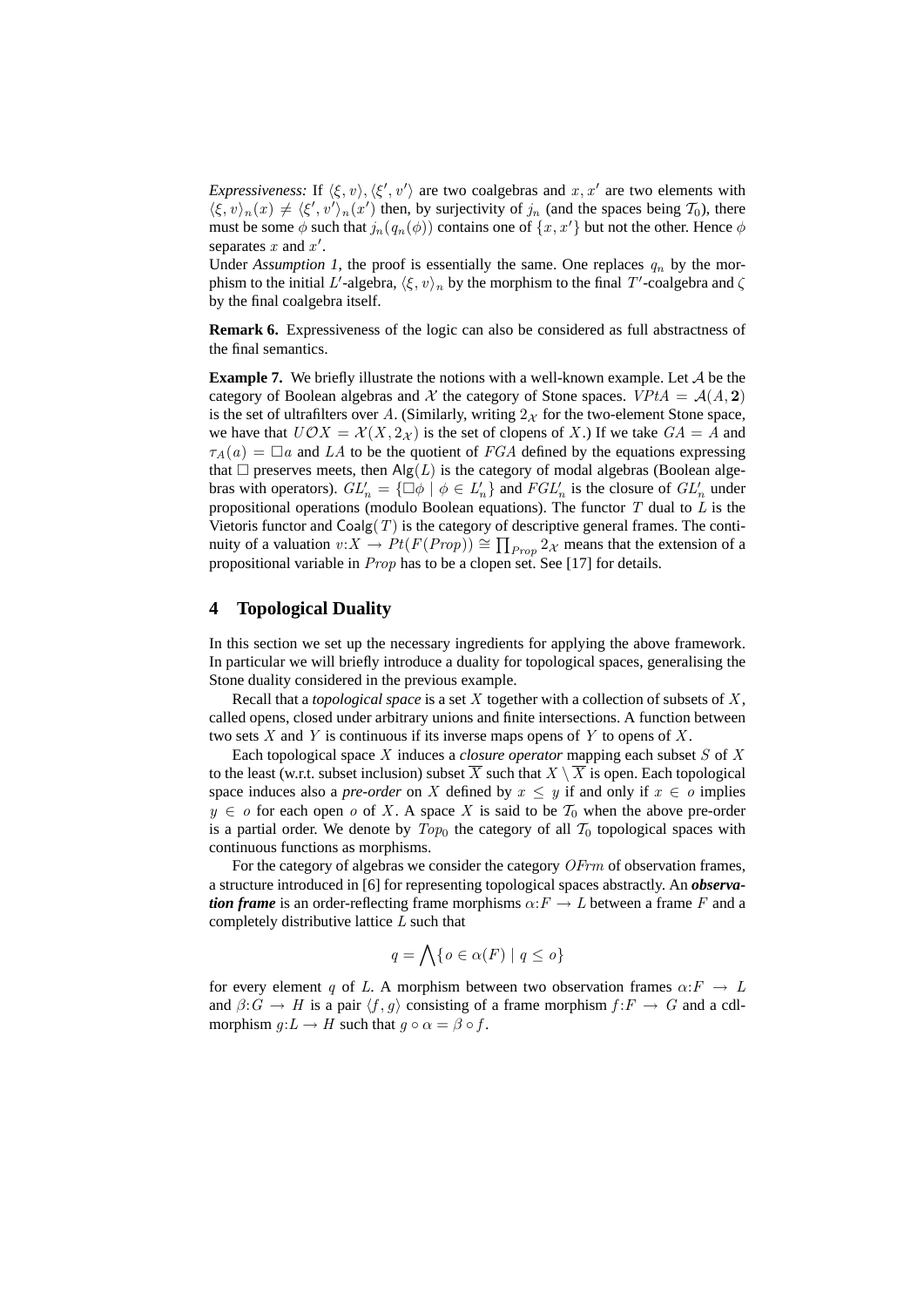*Expressiveness:* If $\langle \xi, v\rangle, \langle \xi', v'\rangle$ are two coalgebras and $x, x'$ are two elements with $\langle \xi, v\rangle_n(x) \neq \langle \xi', v'\rangle_n(x')$ then, by surjectivity of $j_n$ (and the spaces being $\mathcal{T}_0$), there must be some $\phi$ such that $j_n(q_n(\phi))$ contains one of $\{x, x'\}$ but not the other. Hence $\phi$ separates $x$ and $x'$.
Under *Assumption 1*, the proof is essentially the same. One replaces $q_n$ by the morphism to the initial $L'$-algebra, $\langle \xi, v\rangle_n$ by the morphism to the final $T'$-coalgebra and $\zeta$ by the final coalgebra itself.

**Remark 6.** Expressiveness of the logic can also be considered as full abstractness of the final semantics.

**Example 7.** We briefly illustrate the notions with a well-known example. Let $\mathcal{A}$ be the category of Boolean algebras and $\mathcal{X}$ the category of Stone spaces. $VPtA = \mathcal{A}(A, \mathbf{2})$ is the set of ultrafilters over $A$. (Similarly, writing $2_{\mathcal{X}}$ for the two-element Stone space, we have that $U\mathcal{O}X = \mathcal{X}(X, 2_{\mathcal{X}})$ is the set of clopens of $X$.) If we take $GA = A$ and $\tau_A(a) = \Box a$ and $LA$ to be the quotient of $FGA$ defined by the equations expressing that $\Box$ preserves meets, then $\mathsf{Alg}(L)$ is the category of modal algebras (Boolean algebras with operators). $GL'_n = \{\Box\phi \mid \phi \in L'_n\}$ and $FGL'_n$ is the closure of $GL'_n$ under propositional operations (modulo Boolean equations). The functor $T$ dual to $L$ is the Vietoris functor and $\mathsf{Coalg}(T)$ is the category of descriptive general frames. The continuity of a valuation $v{:}X \to Pt(F(Prop)) \cong \prod_{Prop} 2_{\mathcal{X}}$ means that the extension of a propositional variable in $Prop$ has to be a clopen set. See [17] for details.

## 4 Topological Duality

In this section we set up the necessary ingredients for applying the above framework. In particular we will briefly introduce a duality for topological spaces, generalising the Stone duality considered in the previous example.

Recall that a *topological space* is a set $X$ together with a collection of subsets of $X$, called opens, closed under arbitrary unions and finite intersections. A function between two sets $X$ and $Y$ is continuous if its inverse maps opens of $Y$ to opens of $X$.

Each topological space $X$ induces a *closure operator* mapping each subset $S$ of $X$ to the least (w.r.t. subset inclusion) subset $\overline{X}$ such that $X \setminus \overline{X}$ is open. Each topological space induces also a *pre-order* on $X$ defined by $x \leq y$ if and only if $x \in o$ implies $y \in o$ for each open $o$ of $X$. A space $X$ is said to be $\mathcal{T}_0$ when the above pre-order is a partial order. We denote by $Top_0$ the category of all $\mathcal{T}_0$ topological spaces with continuous functions as morphisms.

For the category of algebras we consider the category $OFrm$ of observation frames, a structure introduced in [6] for representing topological spaces abstractly. An ***observation frame*** is an order-reflecting frame morphisms $\alpha{:}F \to L$ between a frame $F$ and a completely distributive lattice $L$ such that

$$q = \bigwedge\{o \in \alpha(F) \mid q \leq o\}$$

for every element $q$ of $L$. A morphism between two observation frames $\alpha{:}F \to L$ and $\beta{:}G \to H$ is a pair $\langle f, g\rangle$ consisting of a frame morphism $f{:}F \to G$ and a cdl-morphism $g{:}L \to H$ such that $g \circ \alpha = \beta \circ f$.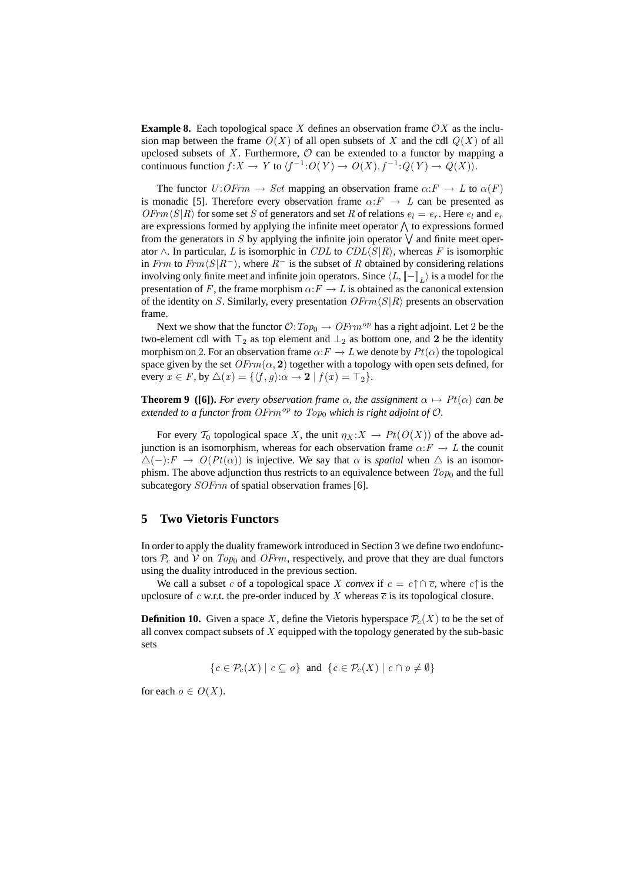**Example 8.** Each topological space $X$ defines an observation frame $\mathcal{O}X$ as the inclusion map between the frame $O(X)$ of all open subsets of $X$ and the cdl $Q(X)$ of all upclosed subsets of $X$. Furthermore, $\mathcal{O}$ can be extended to a functor by mapping a continuous function $f{:}X \to Y$ to $\langle f^{-1}{:}O(Y) \to O(X), f^{-1}{:}Q(Y) \to Q(X)\rangle$.

The functor $U{:}OFrm \to Set$ mapping an observation frame $\alpha{:}F \to L$ to $\alpha(F)$ is monadic [5]. Therefore every observation frame $\alpha{:}F \to L$ can be presented as $OFrm\langle S|R\rangle$ for some set $S$ of generators and set $R$ of relations $e_l = e_r$. Here $e_l$ and $e_r$ are expressions formed by applying the infinite meet operator $\bigwedge$ to expressions formed from the generators in $S$ by applying the infinite join operator $\bigvee$ and finite meet operator $\wedge$. In particular, $L$ is isomorphic in $CDL$ to $CDL\langle S|R\rangle$, whereas $F$ is isomorphic in $Frm$ to $Frm\langle S|R^-\rangle$, where $R^-$ is the subset of $R$ obtained by considering relations involving only finite meet and infinite join operators. Since $\langle L, [\![-]\!]_L\rangle$ is a model for the presentation of $F$, the frame morphism $\alpha{:}F \to L$ is obtained as the canonical extension of the identity on $S$. Similarly, every presentation $OFrm\langle S|R\rangle$ presents an observation frame.

Next we show that the functor $\mathcal{O}{:}Top_0 \to OFrm^{op}$ has a right adjoint. Let $2$ be the two-element cdl with $\top_2$ as top element and $\bot_2$ as bottom one, and $\mathbf{2}$ be the identity morphism on $2$. For an observation frame $\alpha{:}F \to L$ we denote by $Pt(\alpha)$ the topological space given by the set $OFrm(\alpha, \mathbf{2})$ together with a topology with open sets defined, for every $x \in F$, by $\triangle(x) = \{\langle f, g\rangle{:}\alpha \to \mathbf{2} \mid f(x) = \top_2\}$.

**Theorem 9 ([6]).** *For every observation frame $\alpha$, the assignment $\alpha \mapsto Pt(\alpha)$ can be extended to a functor from $OFrm^{op}$ to $Top_0$ which is right adjoint of $\mathcal{O}$.*

For every $\mathcal{T}_0$ topological space $X$, the unit $\eta_X{:}X \to Pt(O(X))$ of the above adjunction is an isomorphism, whereas for each observation frame $\alpha{:}F \to L$ the counit $\triangle(-){:}F \to O(Pt(\alpha))$ is injective. We say that $\alpha$ is *spatial* when $\triangle$ is an isomorphism. The above adjunction thus restricts to an equivalence between $Top_0$ and the full subcategory $SOFrm$ of spatial observation frames [6].

## 5 Two Vietoris Functors

In order to apply the duality framework introduced in Section 3 we define two endofunctors $\mathcal{P}_c$ and $\mathcal{V}$ on $Top_0$ and $OFrm$, respectively, and prove that they are dual functors using the duality introduced in the previous section.

We call a subset $c$ of a topological space $X$ *convex* if $c = c\!\uparrow \cap\, \overline{c}$, where $c\!\uparrow$ is the upclosure of $c$ w.r.t. the pre-order induced by $X$ whereas $\overline{c}$ is its topological closure.

**Definition 10.** Given a space $X$, define the Vietoris hyperspace $\mathcal{P}_c(X)$ to be the set of all convex compact subsets of $X$ equipped with the topology generated by the sub-basic sets

$$\{c \in \mathcal{P}_c(X) \mid c \subseteq o\} \text{ and } \{c \in \mathcal{P}_c(X) \mid c \cap o \neq \emptyset\}$$

for each $o \in O(X)$.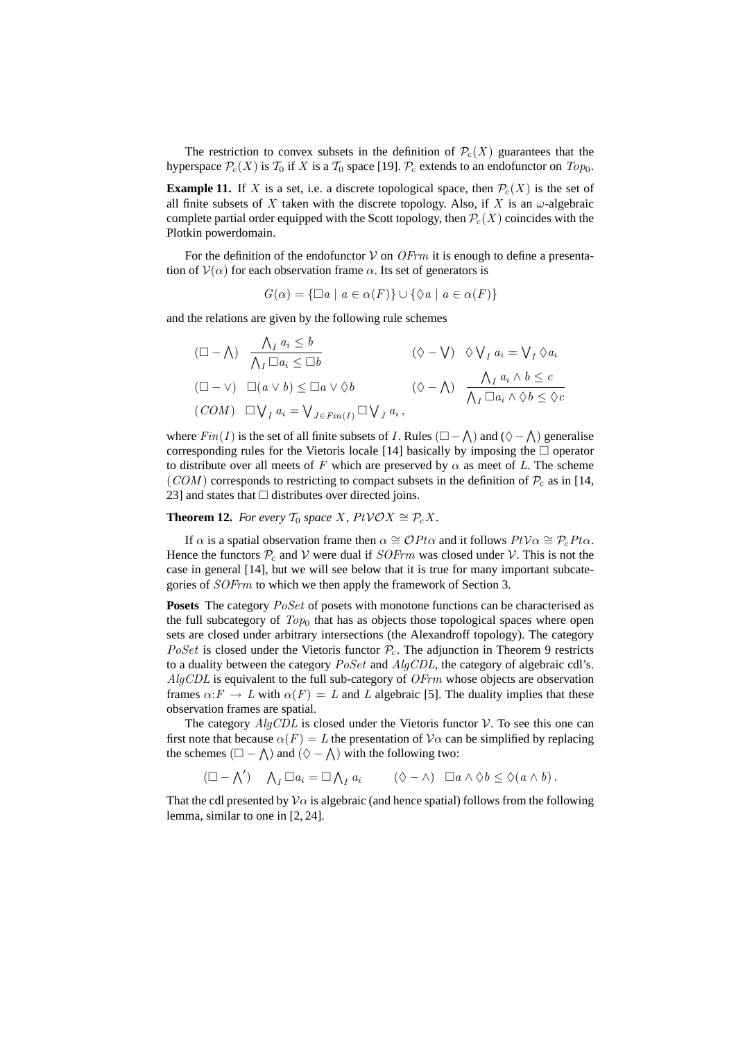The restriction to convex subsets in the definition of $\mathcal{P}_c(X)$ guarantees that the hyperspace $\mathcal{P}_c(X)$ is $\mathcal{T}_0$ if $X$ is a $\mathcal{T}_0$ space [19]. $\mathcal{P}_c$ extends to an endofunctor on $Top_0$.

**Example 11.** If $X$ is a set, i.e. a discrete topological space, then $\mathcal{P}_c(X)$ is the set of all finite subsets of $X$ taken with the discrete topology. Also, if $X$ is an $\omega$-algebraic complete partial order equipped with the Scott topology, then $\mathcal{P}_c(X)$ coincides with the Plotkin powerdomain.

For the definition of the endofunctor $\mathcal{V}$ on $OFrm$ it is enough to define a presentation of $\mathcal{V}(\alpha)$ for each observation frame $\alpha$. Its set of generators is

$$G(\alpha) = \{\Box a \mid a \in \alpha(F)\} \cup \{\Diamond a \mid a \in \alpha(F)\}$$

and the relations are given by the following rule schemes

$$(\Box - \textstyle\bigwedge) \quad \dfrac{\bigwedge_I a_i \leq b}{\bigwedge_I \Box a_i \leq \Box b} \qquad\qquad (\Diamond - \textstyle\bigvee) \quad \Diamond \bigvee_I a_i = \bigvee_I \Diamond a_i$$

$$(\Box - \vee) \quad \Box(a \vee b) \leq \Box a \vee \Diamond b \qquad\qquad (\Diamond - \textstyle\bigwedge) \quad \dfrac{\bigwedge_I a_i \wedge b \leq c}{\bigwedge_I \Box a_i \wedge \Diamond b \leq \Diamond c}$$

$$(COM) \quad \Box \textstyle\bigvee_I a_i = \bigvee_{J \in Fin(I)} \Box \bigvee_J a_i \,,$$

where $Fin(I)$ is the set of all finite subsets of $I$. Rules $(\Box - \bigwedge)$ and $(\Diamond - \bigwedge)$ generalise corresponding rules for the Vietoris locale [14] basically by imposing the $\Box$ operator to distribute over all meets of $F$ which are preserved by $\alpha$ as meet of $L$. The scheme $(COM)$ corresponds to restricting to compact subsets in the definition of $\mathcal{P}_c$ as in [14, 23] and states that $\Box$ distributes over directed joins.

**Theorem 12.** *For every $\mathcal{T}_0$ space $X$, $Pt\mathcal{V}\mathcal{O}X \cong \mathcal{P}_c X$.*

If $\alpha$ is a spatial observation frame then $\alpha \cong \mathcal{O}Pt\alpha$ and it follows $Pt\mathcal{V}\alpha \cong \mathcal{P}_c Pt\alpha$. Hence the functors $\mathcal{P}_c$ and $\mathcal{V}$ were dual if $SOFrm$ was closed under $\mathcal{V}$. This is not the case in general [14], but we will see below that it is true for many important subcategories of $SOFrm$ to which we then apply the framework of Section 3.

**Posets** The category $PoSet$ of posets with monotone functions can be characterised as the full subcategory of $Top_0$ that has as objects those topological spaces where open sets are closed under arbitrary intersections (the Alexandroff topology). The category $PoSet$ is closed under the Vietoris functor $\mathcal{P}_c$. The adjunction in Theorem 9 restricts to a duality between the category $PoSet$ and $AlgCDL$, the category of algebraic cdl's. $AlgCDL$ is equivalent to the full sub-category of $OFrm$ whose objects are observation frames $\alpha{:}F \to L$ with $\alpha(F) = L$ and $L$ algebraic [5]. The duality implies that these observation frames are spatial.

The category $AlgCDL$ is closed under the Vietoris functor $\mathcal{V}$. To see this one can first note that because $\alpha(F) = L$ the presentation of $\mathcal{V}\alpha$ can be simplified by replacing the schemes $(\Box - \bigwedge)$ and $(\Diamond - \bigwedge)$ with the following two:

$$(\Box - \textstyle\bigwedge') \quad \bigwedge_I \Box a_i = \Box \bigwedge_I a_i \qquad\qquad (\Diamond - \wedge) \quad \Box a \wedge \Diamond b \leq \Diamond(a \wedge b)\,.$$

That the cdl presented by $\mathcal{V}\alpha$ is algebraic (and hence spatial) follows from the following lemma, similar to one in [2, 24].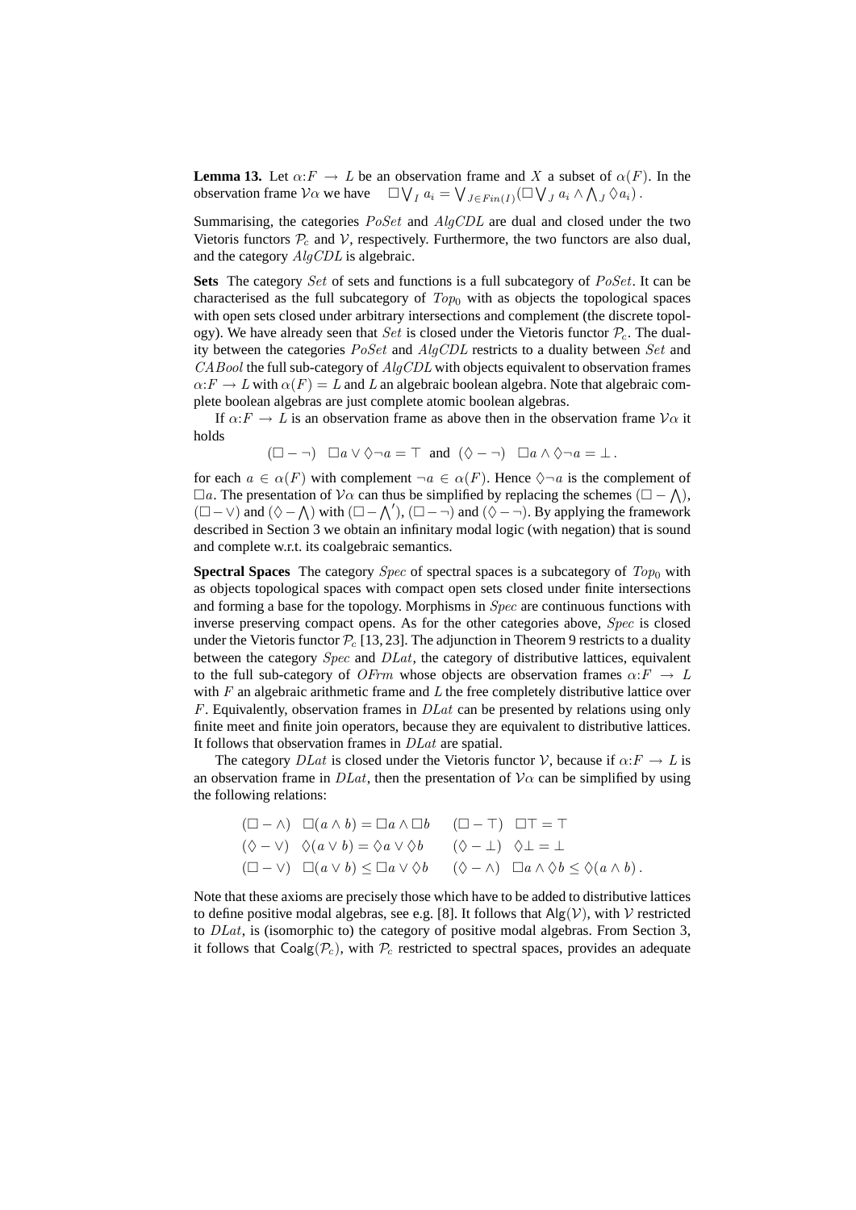**Lemma 13.** Let $\alpha{:}F \to L$ be an observation frame and $X$ a subset of $\alpha(F)$. In the observation frame $\mathcal{V}\alpha$ we have $\quad \Box \bigvee_I a_i = \bigvee_{J \in Fin(I)} (\Box \bigvee_J a_i \wedge \bigwedge_J \Diamond a_i)$.

Summarising, the categories $PoSet$ and $AlgCDL$ are dual and closed under the two Vietoris functors $\mathcal{P}_c$ and $\mathcal{V}$, respectively. Furthermore, the two functors are also dual, and the category $AlgCDL$ is algebraic.

**Sets** The category $Set$ of sets and functions is a full subcategory of $PoSet$. It can be characterised as the full subcategory of $Top_0$ with as objects the topological spaces with open sets closed under arbitrary intersections and complement (the discrete topology). We have already seen that $Set$ is closed under the Vietoris functor $\mathcal{P}_c$. The duality between the categories $PoSet$ and $AlgCDL$ restricts to a duality between $Set$ and $CABool$ the full sub-category of $AlgCDL$ with objects equivalent to observation frames $\alpha{:}F \to L$ with $\alpha(F) = L$ and $L$ an algebraic boolean algebra. Note that algebraic complete boolean algebras are just complete atomic boolean algebras.

If $\alpha{:}F \to L$ is an observation frame as above then in the observation frame $\mathcal{V}\alpha$ it holds

$$(\Box - \neg) \quad \Box a \vee \Diamond \neg a = \top \quad \text{and} \quad (\Diamond - \neg) \quad \Box a \wedge \Diamond \neg a = \bot \,.$$

for each $a \in \alpha(F)$ with complement $\neg a \in \alpha(F)$. Hence $\Diamond \neg a$ is the complement of $\Box a$. The presentation of $\mathcal{V}\alpha$ can thus be simplified by replacing the schemes $(\Box - \bigwedge)$, $(\Box - \vee)$ and $(\Diamond - \bigwedge)$ with $(\Box - \bigwedge')$, $(\Box - \neg)$ and $(\Diamond - \neg)$. By applying the framework described in Section 3 we obtain an infinitary modal logic (with negation) that is sound and complete w.r.t. its coalgebraic semantics.

**Spectral Spaces** The category $Spec$ of spectral spaces is a subcategory of $Top_0$ with as objects topological spaces with compact open sets closed under finite intersections and forming a base for the topology. Morphisms in $Spec$ are continuous functions with inverse preserving compact opens. As for the other categories above, $Spec$ is closed under the Vietoris functor $\mathcal{P}_c$ [13, 23]. The adjunction in Theorem 9 restricts to a duality between the category $Spec$ and $DLat$, the category of distributive lattices, equivalent to the full sub-category of $OFrm$ whose objects are observation frames $\alpha{:}F \to L$ with $F$ an algebraic arithmetic frame and $L$ the free completely distributive lattice over $F$. Equivalently, observation frames in $DLat$ can be presented by relations using only finite meet and finite join operators, because they are equivalent to distributive lattices. It follows that observation frames in $DLat$ are spatial.

The category $DLat$ is closed under the Vietoris functor $\mathcal{V}$, because if $\alpha{:}F \to L$ is an observation frame in $DLat$, then the presentation of $\mathcal{V}\alpha$ can be simplified by using the following relations:

$$
\begin{array}{llll}
(\Box - \wedge) & \Box(a \wedge b) = \Box a \wedge \Box b & (\Box - \top) & \Box \top = \top \\
(\Diamond - \vee) & \Diamond(a \vee b) = \Diamond a \vee \Diamond b & (\Diamond - \bot) & \Diamond \bot = \bot \\
(\Box - \vee) & \Box(a \vee b) \leq \Box a \vee \Diamond b & (\Diamond - \wedge) & \Box a \wedge \Diamond b \leq \Diamond(a \wedge b) \,.
\end{array}
$$

Note that these axioms are precisely those which have to be added to distributive lattices to define positive modal algebras, see e.g. [8]. It follows that $\mathsf{Alg}(\mathcal{V})$, with $\mathcal{V}$ restricted to $DLat$, is (isomorphic to) the category of positive modal algebras. From Section 3, it follows that $\mathsf{Coalg}(\mathcal{P}_c)$, with $\mathcal{P}_c$ restricted to spectral spaces, provides an adequate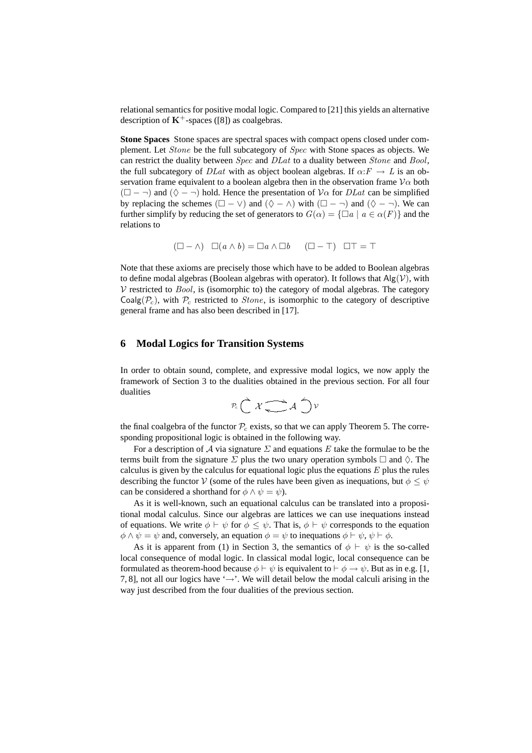relational semantics for positive modal logic. Compared to [21] this yields an alternative description of $\mathbf{K}^+$-spaces ([8]) as coalgebras.

**Stone Spaces** Stone spaces are spectral spaces with compact opens closed under complement. Let $Stone$ be the full subcategory of $Spec$ with Stone spaces as objects. We can restrict the duality between $Spec$ and $DLat$ to a duality between $Stone$ and $Bool$, the full subcategory of $DLat$ with as object boolean algebras. If $\alpha{:}F \to L$ is an observation frame equivalent to a boolean algebra then in the observation frame $\mathcal{V}\alpha$ both $(\Box - \neg)$ and $(\Diamond - \neg)$ hold. Hence the presentation of $\mathcal{V}\alpha$ for $DLat$ can be simplified by replacing the schemes $(\Box - \vee)$ and $(\Diamond - \wedge)$ with $(\Box - \neg)$ and $(\Diamond - \neg)$. We can further simplify by reducing the set of generators to $G(\alpha) = \{\Box a \mid a \in \alpha(F)\}$ and the relations to

$$(\Box - \wedge) \quad \Box(a \wedge b) = \Box a \wedge \Box b \qquad (\Box - \top) \quad \Box\top = \top$$

Note that these axioms are precisely those which have to be added to Boolean algebras to define modal algebras (Boolean algebras with operator). It follows that $\mathsf{Alg}(\mathcal{V})$, with $\mathcal{V}$ restricted to $Bool$, is (isomorphic to) the category of modal algebras. The category $\mathsf{Coalg}(\mathcal{P}_c)$, with $\mathcal{P}_c$ restricted to $Stone$, is isomorphic to the category of descriptive general frame and has also been described in [17].

## 6 Modal Logics for Transition Systems

In order to obtain sound, complete, and expressive modal logics, we now apply the framework of Section 3 to the dualities obtained in the previous section. For all four dualities

$$\mathcal{P}_c \circlearrowright \mathcal{X} \rightleftarrows \mathcal{A} \circlearrowleft \mathcal{V}$$

the final coalgebra of the functor $\mathcal{P}_c$ exists, so that we can apply Theorem 5. The corresponding propositional logic is obtained in the following way.

For a description of $\mathcal{A}$ via signature $\Sigma$ and equations $E$ take the formulae to be the terms built from the signature $\Sigma$ plus the two unary operation symbols $\Box$ and $\Diamond$. The calculus is given by the calculus for equational logic plus the equations $E$ plus the rules describing the functor $\mathcal{V}$ (some of the rules have been given as inequations, but $\phi \leq \psi$ can be considered a shorthand for $\phi \wedge \psi = \psi$).

As it is well-known, such an equational calculus can be translated into a propositional modal calculus. Since our algebras are lattices we can use inequations instead of equations. We write $\phi \vdash \psi$ for $\phi \leq \psi$. That is, $\phi \vdash \psi$ corresponds to the equation $\phi \wedge \psi = \psi$ and, conversely, an equation $\phi = \psi$ to inequations $\phi \vdash \psi$, $\psi \vdash \phi$.

As it is apparent from (1) in Section 3, the semantics of $\phi \vdash \psi$ is the so-called local consequence of modal logic. In classical modal logic, local consequence can be formulated as theorem-hood because $\phi \vdash \psi$ is equivalent to $\vdash \phi \to \psi$. But as in e.g. [1, 7, 8], not all our logics have '$\to$'. We will detail below the modal calculi arising in the way just described from the four dualities of the previous section.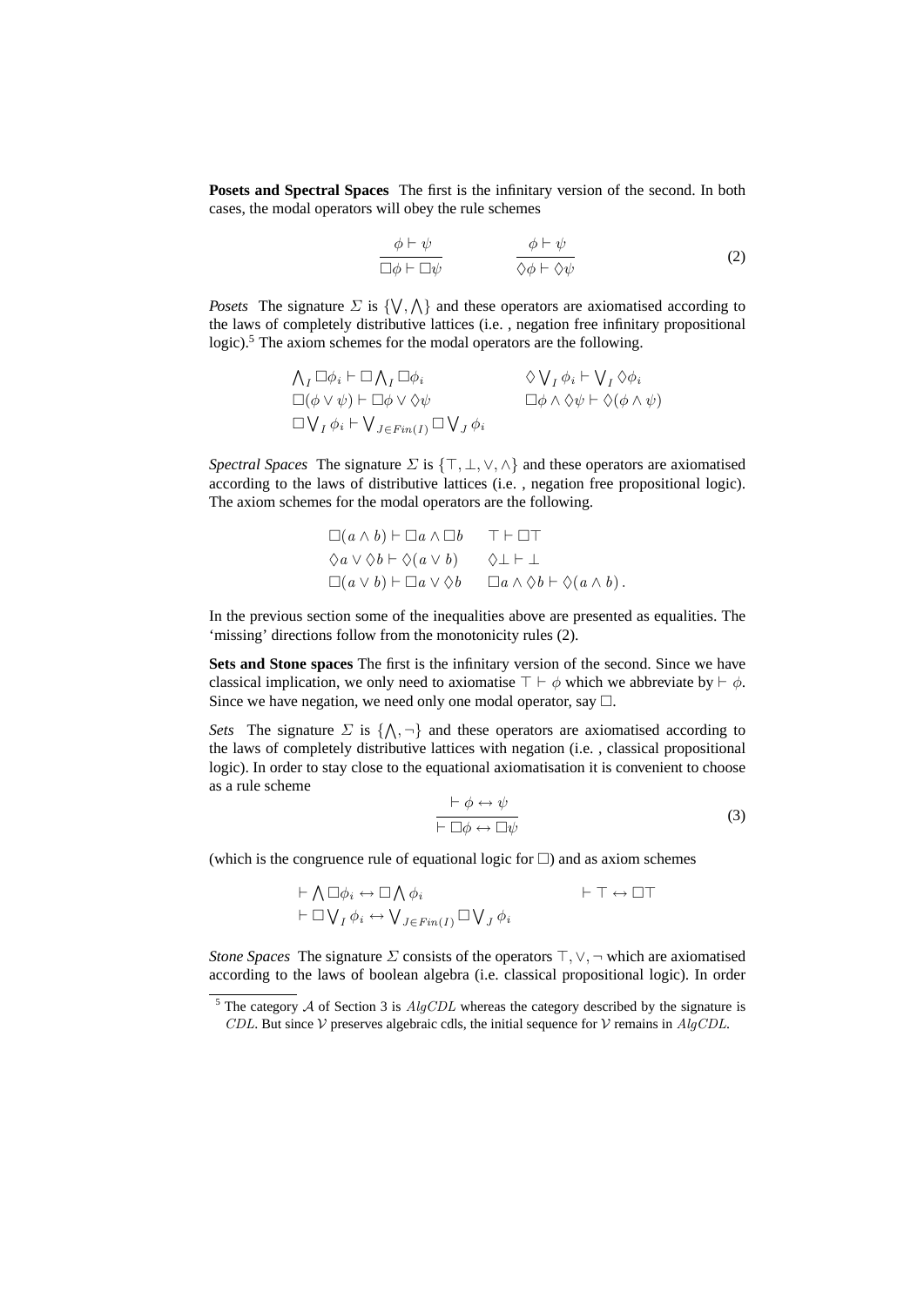**Posets and Spectral Spaces** The first is the infinitary version of the second. In both cases, the modal operators will obey the rule schemes

$$\frac{\phi \vdash \psi}{\Box\phi \vdash \Box\psi} \qquad\qquad \frac{\phi \vdash \psi}{\Diamond\phi \vdash \Diamond\psi} \tag{2}$$

*Posets* The signature $\Sigma$ is $\{\bigvee, \bigwedge\}$ and these operators are axiomatised according to the laws of completely distributive lattices (i.e. , negation free infinitary propositional logic).[5] The axiom schemes for the modal operators are the following.

$$\begin{array}{ll}
\bigwedge_I \Box\phi_i \vdash \Box \bigwedge_I \Box\phi_i & \qquad \Diamond \bigvee_I \phi_i \vdash \bigvee_I \Diamond\phi_i \\
\Box(\phi \vee \psi) \vdash \Box\phi \vee \Diamond\psi & \qquad \Box\phi \wedge \Diamond\psi \vdash \Diamond(\phi \wedge \psi) \\
\Box \bigvee_I \phi_i \vdash \bigvee_{J \in Fin(I)} \Box \bigvee_J \phi_i &
\end{array}$$

*Spectral Spaces* The signature $\Sigma$ is $\{\top, \bot, \vee, \wedge\}$ and these operators are axiomatised according to the laws of distributive lattices (i.e. , negation free propositional logic). The axiom schemes for the modal operators are the following.

$$\begin{array}{ll}
\Box(a \wedge b) \vdash \Box a \wedge \Box b & \quad \top \vdash \Box\top \\
\Diamond a \vee \Diamond b \vdash \Diamond(a \vee b) & \quad \Diamond\bot \vdash \bot \\
\Box(a \vee b) \vdash \Box a \vee \Diamond b & \quad \Box a \wedge \Diamond b \vdash \Diamond(a \wedge b) .
\end{array}$$

In the previous section some of the inequalities above are presented as equalities. The 'missing' directions follow from the monotonicity rules (2).

**Sets and Stone spaces** The first is the infinitary version of the second. Since we have classical implication, we only need to axiomatise $\top \vdash \phi$ which we abbreviate by $\vdash \phi$. Since we have negation, we need only one modal operator, say $\Box$.

*Sets* The signature $\Sigma$ is $\{\bigwedge, \neg\}$ and these operators are axiomatised according to the laws of completely distributive lattices with negation (i.e. , classical propositional logic). In order to stay close to the equational axiomatisation it is convenient to choose as a rule scheme

$$\frac{\vdash \phi \leftrightarrow \psi}{\vdash \Box\phi \leftrightarrow \Box\psi} \tag{3}$$

(which is the congruence rule of equational logic for $\Box$) and as axiom schemes

$$\begin{array}{ll}
\vdash \bigwedge \Box\phi_i \leftrightarrow \Box \bigwedge \phi_i & \qquad \vdash \top \leftrightarrow \Box\top \\
\vdash \Box \bigvee_I \phi_i \leftrightarrow \bigvee_{J \in Fin(I)} \Box \bigvee_J \phi_i &
\end{array}$$

*Stone Spaces* The signature $\Sigma$ consists of the operators $\top, \vee, \neg$ which are axiomatised according to the laws of boolean algebra (i.e. classical propositional logic). In order

[5] The category $\mathcal{A}$ of Section 3 is $AlgCDL$ whereas the category described by the signature is $CDL$. But since $\mathcal{V}$ preserves algebraic cdls, the initial sequence for $\mathcal{V}$ remains in $AlgCDL$.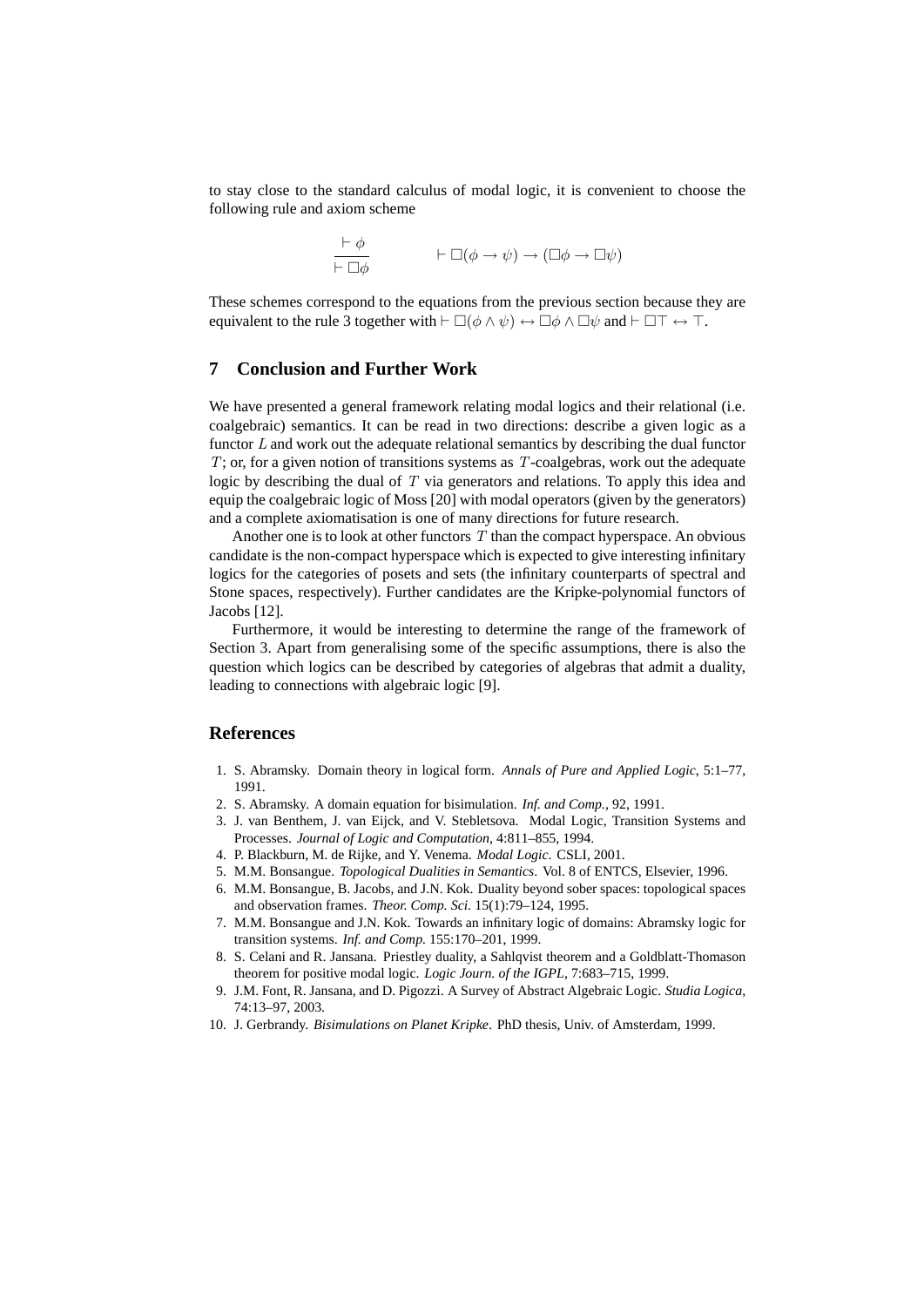to stay close to the standard calculus of modal logic, it is convenient to choose the following rule and axiom scheme

$$\frac{\vdash \phi}{\vdash \Box\phi} \qquad\qquad \vdash \Box(\phi \to \psi) \to (\Box\phi \to \Box\psi)$$

These schemes correspond to the equations from the previous section because they are equivalent to the rule 3 together with $\vdash \Box(\phi \wedge \psi) \leftrightarrow \Box\phi \wedge \Box\psi$ and $\vdash \Box\top \leftrightarrow \top$.

## 7 Conclusion and Further Work

We have presented a general framework relating modal logics and their relational (i.e. coalgebraic) semantics. It can be read in two directions: describe a given logic as a functor $L$ and work out the adequate relational semantics by describing the dual functor $T$; or, for a given notion of transitions systems as $T$-coalgebras, work out the adequate logic by describing the dual of $T$ via generators and relations. To apply this idea and equip the coalgebraic logic of Moss [20] with modal operators (given by the generators) and a complete axiomatisation is one of many directions for future research.

Another one is to look at other functors $T$ than the compact hyperspace. An obvious candidate is the non-compact hyperspace which is expected to give interesting infinitary logics for the categories of posets and sets (the infinitary counterparts of spectral and Stone spaces, respectively). Further candidates are the Kripke-polynomial functors of Jacobs [12].

Furthermore, it would be interesting to determine the range of the framework of Section 3. Apart from generalising some of the specific assumptions, there is also the question which logics can be described by categories of algebras that admit a duality, leading to connections with algebraic logic [9].

## References

1. S. Abramsky. Domain theory in logical form. *Annals of Pure and Applied Logic*, 5:1–77, 1991.
2. S. Abramsky. A domain equation for bisimulation. *Inf. and Comp.*, 92, 1991.
3. J. van Benthem, J. van Eijck, and V. Stebletsova. Modal Logic, Transition Systems and Processes. *Journal of Logic and Computation*, 4:811–855, 1994.
4. P. Blackburn, M. de Rijke, and Y. Venema. *Modal Logic*. CSLI, 2001.
5. M.M. Bonsangue. *Topological Dualities in Semantics*. Vol. 8 of ENTCS, Elsevier, 1996.
6. M.M. Bonsangue, B. Jacobs, and J.N. Kok. Duality beyond sober spaces: topological spaces and observation frames. *Theor. Comp. Sci.* 15(1):79–124, 1995.
7. M.M. Bonsangue and J.N. Kok. Towards an infinitary logic of domains: Abramsky logic for transition systems. *Inf. and Comp.* 155:170–201, 1999.
8. S. Celani and R. Jansana. Priestley duality, a Sahlqvist theorem and a Goldblatt-Thomason theorem for positive modal logic. *Logic Journ. of the IGPL*, 7:683–715, 1999.
9. J.M. Font, R. Jansana, and D. Pigozzi. A Survey of Abstract Algebraic Logic. *Studia Logica*, 74:13–97, 2003.
10. J. Gerbrandy. *Bisimulations on Planet Kripke*. PhD thesis, Univ. of Amsterdam, 1999.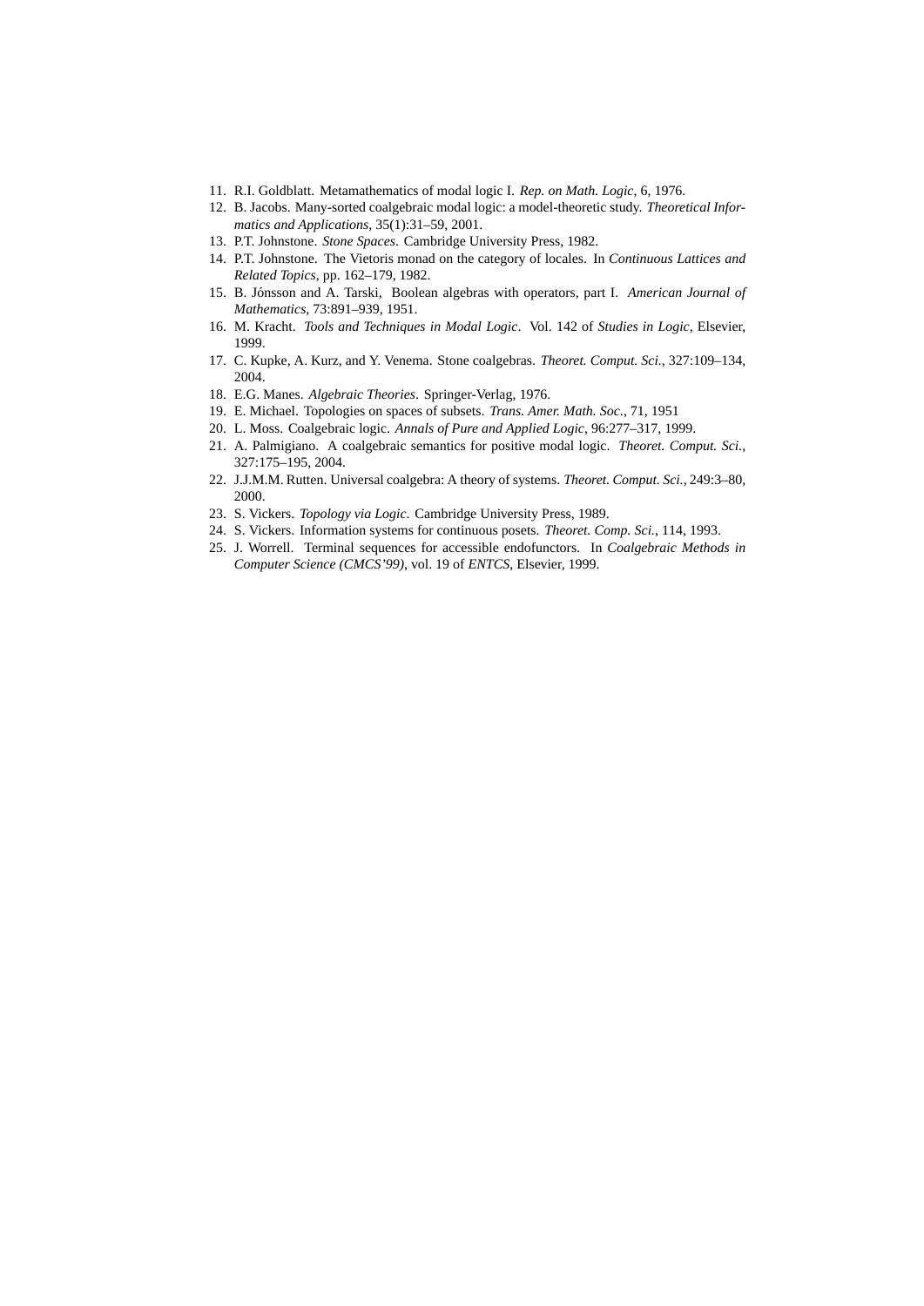11. R.I. Goldblatt. Metamathematics of modal logic I. *Rep. on Math. Logic*, 6, 1976.
12. B. Jacobs. Many-sorted coalgebraic modal logic: a model-theoretic study. *Theoretical Informatics and Applications*, 35(1):31–59, 2001.
13. P.T. Johnstone. *Stone Spaces*. Cambridge University Press, 1982.
14. P.T. Johnstone. The Vietoris monad on the category of locales. In *Continuous Lattices and Related Topics*, pp. 162–179, 1982.
15. B. Jónsson and A. Tarski, Boolean algebras with operators, part I. *American Journal of Mathematics*, 73:891–939, 1951.
16. M. Kracht. *Tools and Techniques in Modal Logic*. Vol. 142 of *Studies in Logic*, Elsevier, 1999.
17. C. Kupke, A. Kurz, and Y. Venema. Stone coalgebras. *Theoret. Comput. Sci.*, 327:109–134, 2004.
18. E.G. Manes. *Algebraic Theories*. Springer-Verlag, 1976.
19. E. Michael. Topologies on spaces of subsets. *Trans. Amer. Math. Soc.*, 71, 1951
20. L. Moss. Coalgebraic logic. *Annals of Pure and Applied Logic*, 96:277–317, 1999.
21. A. Palmigiano. A coalgebraic semantics for positive modal logic. *Theoret. Comput. Sci.*, 327:175–195, 2004.
22. J.J.M.M. Rutten. Universal coalgebra: A theory of systems. *Theoret. Comput. Sci.*, 249:3–80, 2000.
23. S. Vickers. *Topology via Logic*. Cambridge University Press, 1989.
24. S. Vickers. Information systems for continuous posets. *Theoret. Comp. Sci.*, 114, 1993.
25. J. Worrell. Terminal sequences for accessible endofunctors. In *Coalgebraic Methods in Computer Science (CMCS'99)*, vol. 19 of *ENTCS*, Elsevier, 1999.